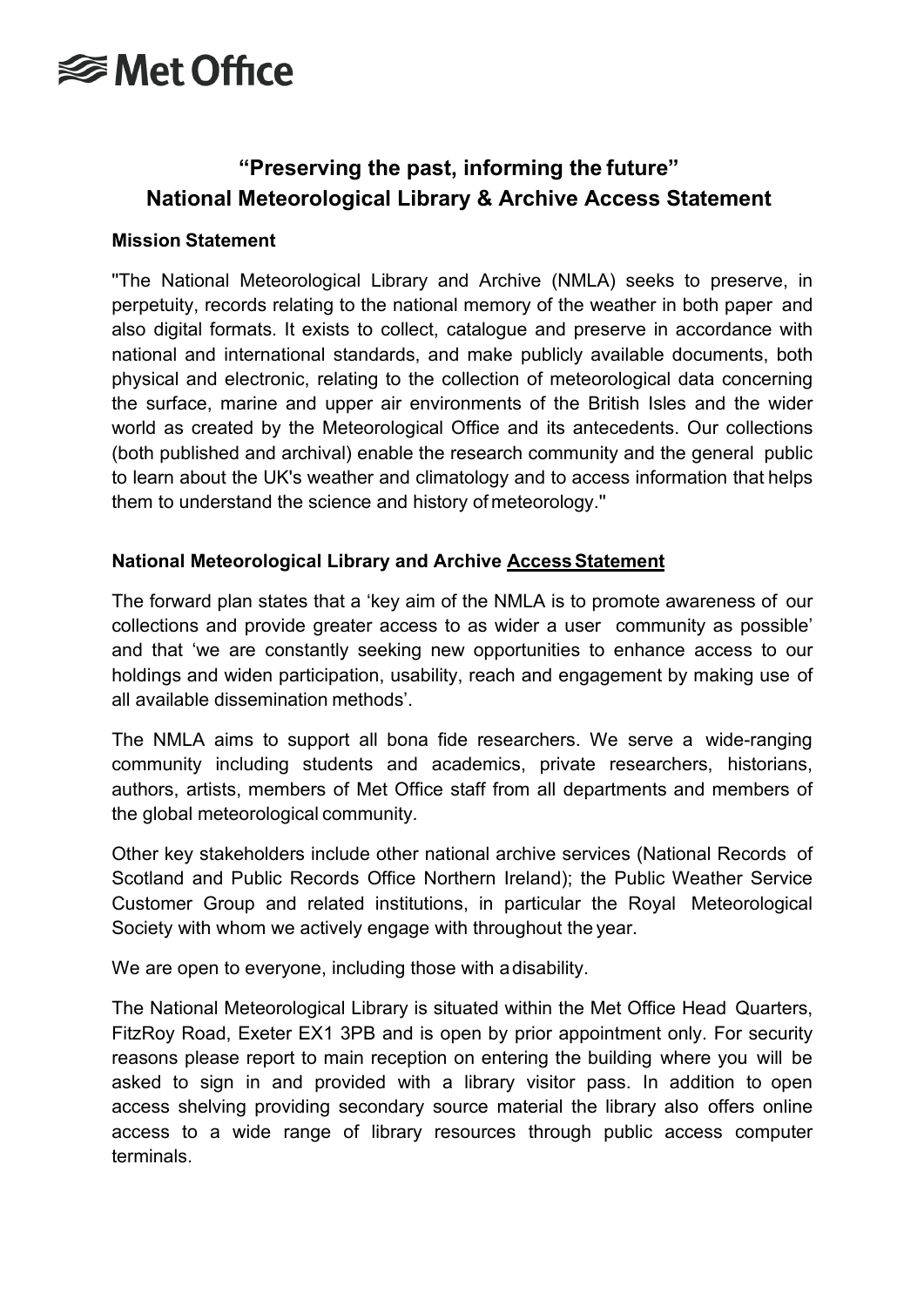# Met Office

## "Preserving the past, informing the future" National Meteorological Library & Archive Access Statement

**Mission Statement**

"The National Meteorological Library and Archive (NMLA) seeks to preserve, in perpetuity, records relating to the national memory of the weather in both paper and also digital formats. It exists to collect, catalogue and preserve in accordance with national and international standards, and make publicly available documents, both physical and electronic, relating to the collection of meteorological data concerning the surface, marine and upper air environments of the British Isles and the wider world as created by the Meteorological Office and its antecedents. Our collections (both published and archival) enable the research community and the general public to learn about the UK's weather and climatology and to access information that helps them to understand the science and history of meteorology."

**National Meteorological Library and Archive Access Statement**

The forward plan states that a 'key aim of the NMLA is to promote awareness of our collections and provide greater access to as wider a user community as possible' and that 'we are constantly seeking new opportunities to enhance access to our holdings and widen participation, usability, reach and engagement by making use of all available dissemination methods'.

The NMLA aims to support all bona fide researchers. We serve a wide-ranging community including students and academics, private researchers, historians, authors, artists, members of Met Office staff from all departments and members of the global meteorological community.

Other key stakeholders include other national archive services (National Records of Scotland and Public Records Office Northern Ireland); the Public Weather Service Customer Group and related institutions, in particular the Royal Meteorological Society with whom we actively engage with throughout the year.

We are open to everyone, including those with a disability.

The National Meteorological Library is situated within the Met Office Head Quarters, FitzRoy Road, Exeter EX1 3PB and is open by prior appointment only. For security reasons please report to main reception on entering the building where you will be asked to sign in and provided with a library visitor pass. In addition to open access shelving providing secondary source material the library also offers online access to a wide range of library resources through public access computer terminals.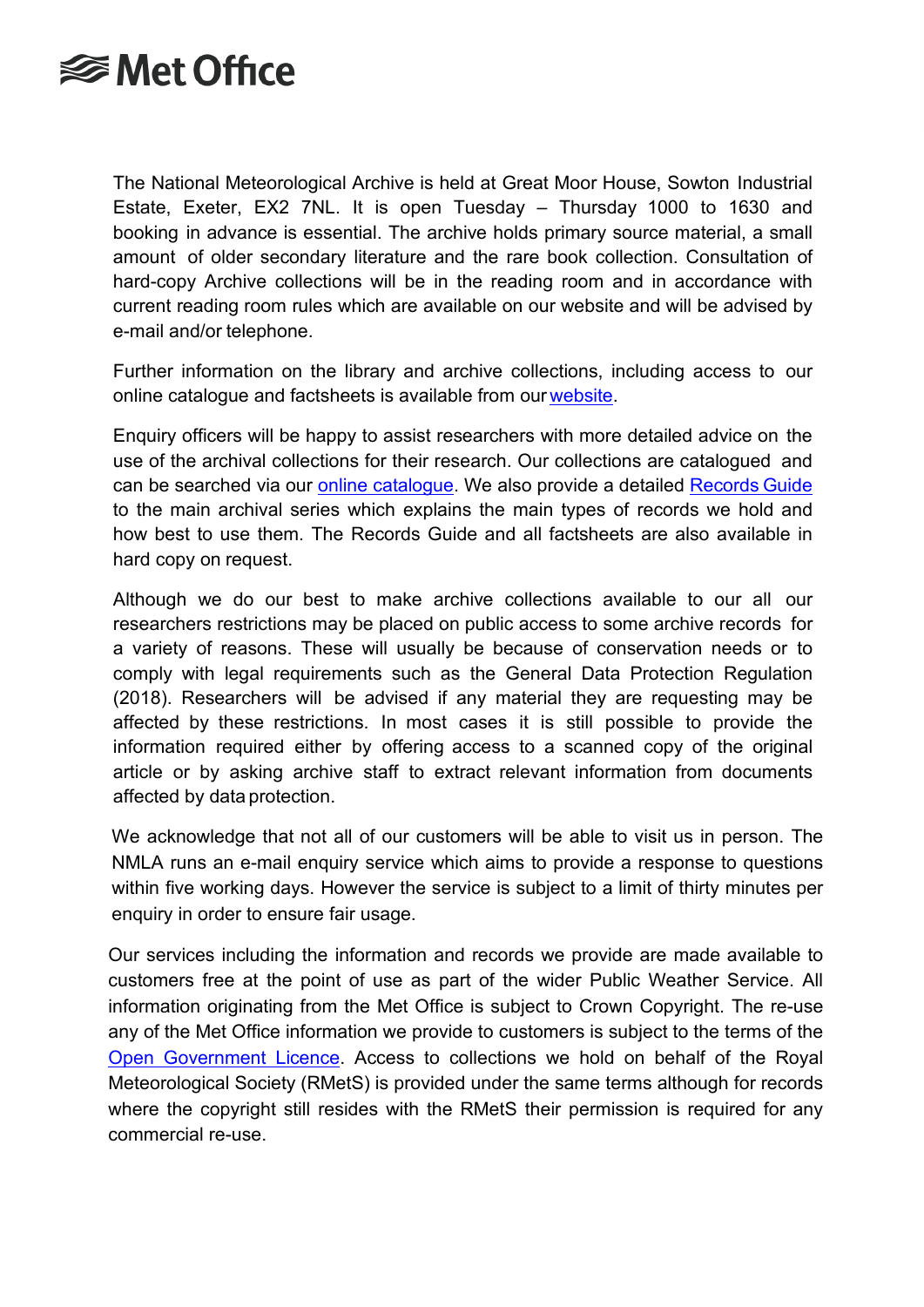The National Meteorological Archive is held at Great Moor House, Sowton Industrial Estate, Exeter, EX2 7NL. It is open Tuesday – Thursday 1000 to 1630 and booking in advance is essential. The archive holds primary source material, a small amount of older secondary literature and the rare book collection. Consultation of hard-copy Archive collections will be in the reading room and in accordance with current reading room rules which are available on our website and will be advised by e-mail and/or telephone.

Further information on the library and archive collections, including access to our online catalogue and factsheets is available from our website.

Enquiry officers will be happy to assist researchers with more detailed advice on the use of the archival collections for their research. Our collections are catalogued and can be searched via our online catalogue. We also provide a detailed Records Guide to the main archival series which explains the main types of records we hold and how best to use them. The Records Guide and all factsheets are also available in hard copy on request.

Although we do our best to make archive collections available to our all our researchers restrictions may be placed on public access to some archive records for a variety of reasons. These will usually be because of conservation needs or to comply with legal requirements such as the General Data Protection Regulation (2018). Researchers will be advised if any material they are requesting may be affected by these restrictions. In most cases it is still possible to provide the information required either by offering access to a scanned copy of the original article or by asking archive staff to extract relevant information from documents affected by data protection.

We acknowledge that not all of our customers will be able to visit us in person. The NMLA runs an e-mail enquiry service which aims to provide a response to questions within five working days. However the service is subject to a limit of thirty minutes per enquiry in order to ensure fair usage.

Our services including the information and records we provide are made available to customers free at the point of use as part of the wider Public Weather Service. All information originating from the Met Office is subject to Crown Copyright. The re-use any of the Met Office information we provide to customers is subject to the terms of the Open Government Licence. Access to collections we hold on behalf of the Royal Meteorological Society (RMetS) is provided under the same terms although for records where the copyright still resides with the RMetS their permission is required for any commercial re-use.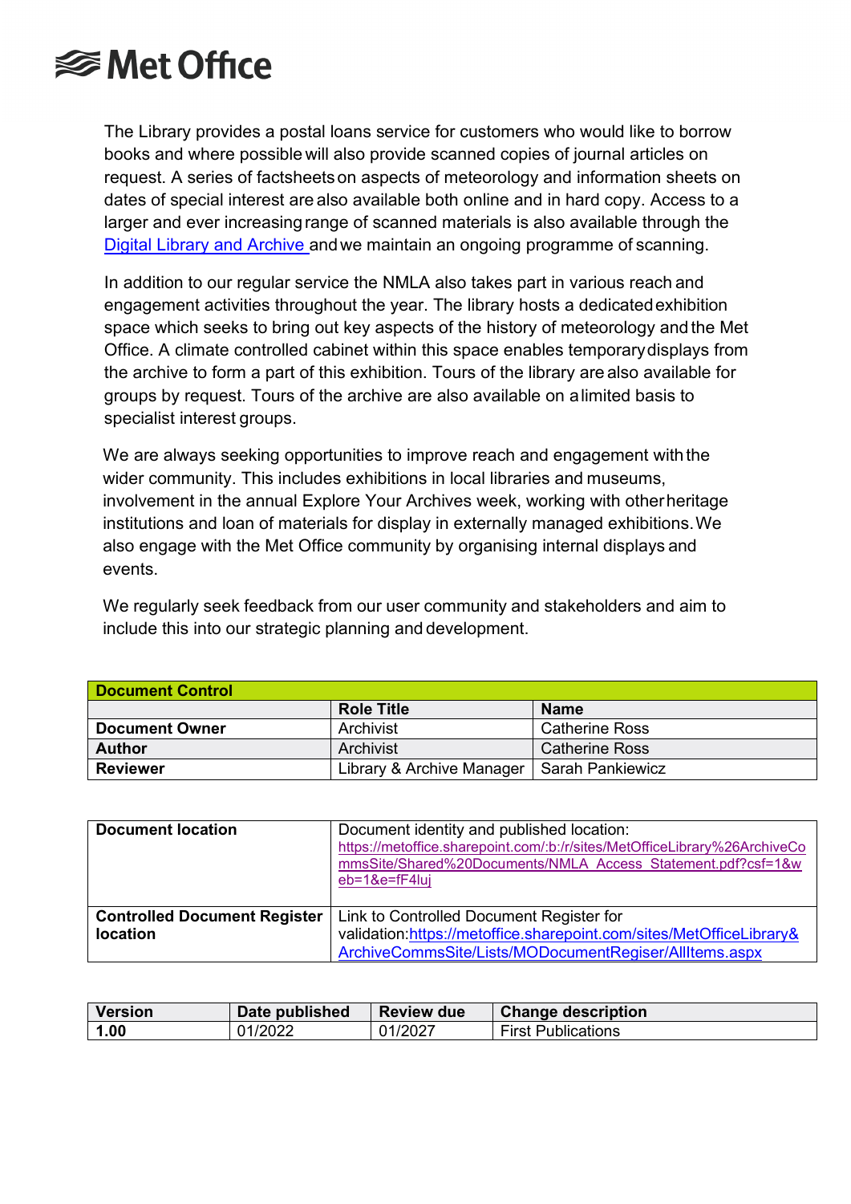The Library provides a postal loans service for customers who would like to borrow books and where possible will also provide scanned copies of journal articles on request. A series of factsheets on aspects of meteorology and information sheets on dates of special interest are also available both online and in hard copy. Access to a larger and ever increasing range of scanned materials is also available through the [Digital Library and Archive](#) and we maintain an ongoing programme of scanning.

In addition to our regular service the NMLA also takes part in various reach and engagement activities throughout the year. The library hosts a dedicated exhibition space which seeks to bring out key aspects of the history of meteorology and the Met Office. A climate controlled cabinet within this space enables temporary displays from the archive to form a part of this exhibition. Tours of the library are also available for groups by request. Tours of the archive are also available on a limited basis to specialist interest groups.

We are always seeking opportunities to improve reach and engagement with the wider community. This includes exhibitions in local libraries and museums, involvement in the annual Explore Your Archives week, working with other heritage institutions and loan of materials for display in externally managed exhibitions. We also engage with the Met Office community by organising internal displays and events.

We regularly seek feedback from our user community and stakeholders and aim to include this into our strategic planning and development.

| **Document Control** | | |
|---|---|---|
| | **Role Title** | **Name** |
| **Document Owner** | Archivist | Catherine Ross |
| **Author** | Archivist | Catherine Ross |
| **Reviewer** | Library & Archive Manager | Sarah Pankiewicz |

| | |
|---|---|
| **Document location** | Document identity and published location: https://metoffice.sharepoint.com/:b:/r/sites/MetOfficeLibrary%26ArchiveCommsSite/Shared%20Documents/NMLA_Access_Statement.pdf?csf=1&web=1&e=fF4luj |
| **Controlled Document Register location** | Link to Controlled Document Register for validation: https://metoffice.sharepoint.com/sites/MetOfficeLibrary&ArchiveCommsSite/Lists/MODocumentRegiser/AllItems.aspx |

| Version | Date published | Review due | Change description |
|---|---|---|---|
| **1.00** | 01/2022 | 01/2027 | First Publications |